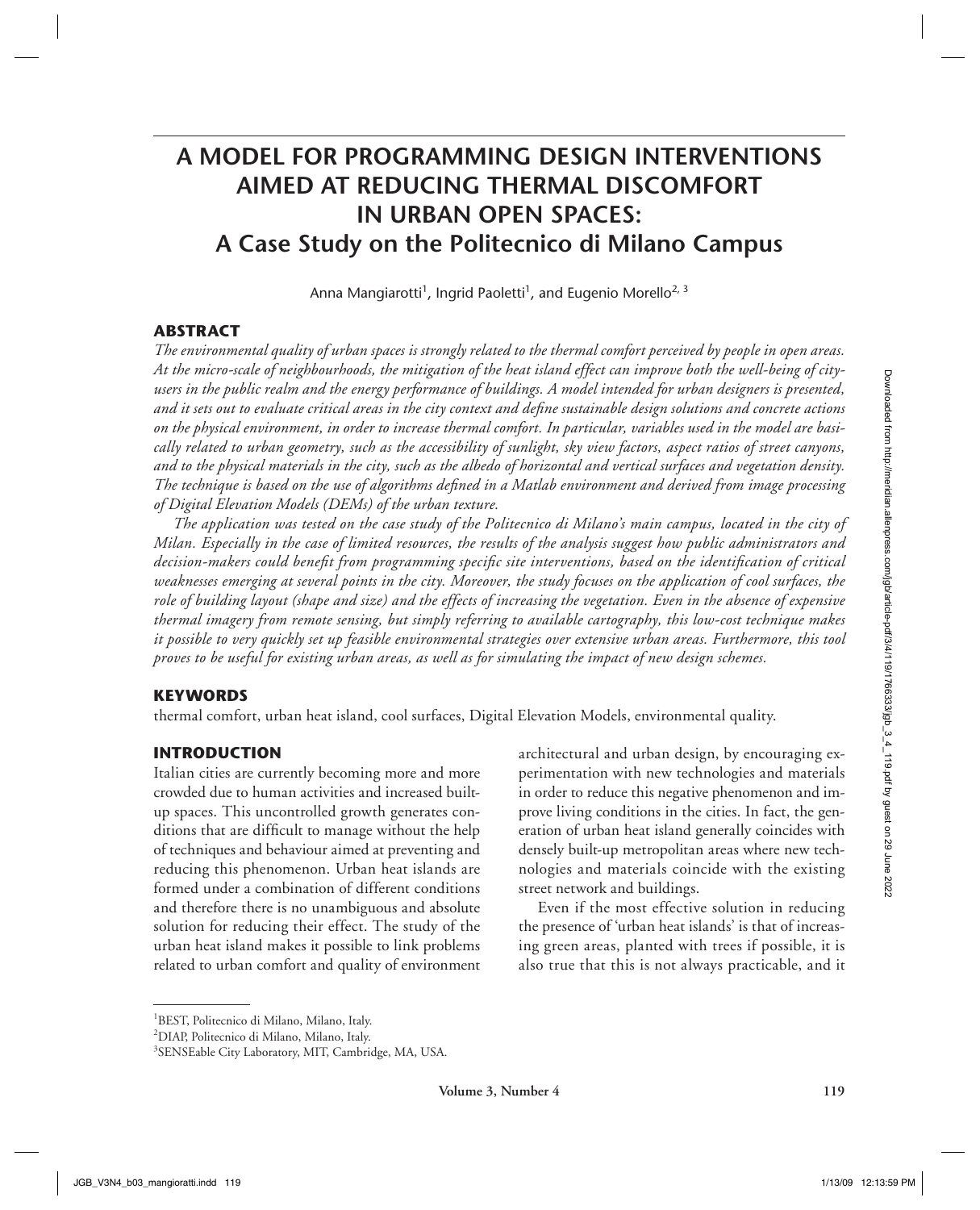# A MODEL FOR PROGRAMMING DESIGN INTERVENTIONS AIMED AT REDUCING THERMAL DISCOMFORT IN URBAN OPEN SPACES: A Case Study on the Politecnico di Milano Campus

Anna Mangiarotti[1], Ingrid Paoletti[1], and Eugenio Morello[2, 3]

## ABSTRACT

*The environmental quality of urban spaces is strongly related to the thermal comfort perceived by people in open areas. At the micro-scale of neighbourhoods, the mitigation of the heat island effect can improve both the well-being of city-users in the public realm and the energy performance of buildings. A model intended for urban designers is presented, and it sets out to evaluate critical areas in the city context and define sustainable design solutions and concrete actions on the physical environment, in order to increase thermal comfort. In particular, variables used in the model are basically related to urban geometry, such as the accessibility of sunlight, sky view factors, aspect ratios of street canyons, and to the physical materials in the city, such as the albedo of horizontal and vertical surfaces and vegetation density. The technique is based on the use of algorithms defined in a Matlab environment and derived from image processing of Digital Elevation Models (DEMs) of the urban texture.*

*The application was tested on the case study of the Politecnico di Milano's main campus, located in the city of Milan. Especially in the case of limited resources, the results of the analysis suggest how public administrators and decision-makers could benefit from programming specific site interventions, based on the identification of critical weaknesses emerging at several points in the city. Moreover, the study focuses on the application of cool surfaces, the role of building layout (shape and size) and the effects of increasing the vegetation. Even in the absence of expensive thermal imagery from remote sensing, but simply referring to available cartography, this low-cost technique makes it possible to very quickly set up feasible environmental strategies over extensive urban areas. Furthermore, this tool proves to be useful for existing urban areas, as well as for simulating the impact of new design schemes.*

## KEYWORDS

thermal comfort, urban heat island, cool surfaces, Digital Elevation Models, environmental quality.

## INTRODUCTION

Italian cities are currently becoming more and more crowded due to human activities and increased built-up spaces. This uncontrolled growth generates conditions that are difficult to manage without the help of techniques and behaviour aimed at preventing and reducing this phenomenon. Urban heat islands are formed under a combination of different conditions and therefore there is no unambiguous and absolute solution for reducing their effect. The study of the urban heat island makes it possible to link problems related to urban comfort and quality of environment architectural and urban design, by encouraging experimentation with new technologies and materials in order to reduce this negative phenomenon and improve living conditions in the cities. In fact, the generation of urban heat island generally coincides with densely built-up metropolitan areas where new technologies and materials coincide with the existing street network and buildings.

Even if the most effective solution in reducing the presence of 'urban heat islands' is that of increasing green areas, planted with trees if possible, it is also true that this is not always practicable, and it

[1]BEST, Politecnico di Milano, Milano, Italy.

[2]DIAP, Politecnico di Milano, Milano, Italy.

[3]SENSEable City Laboratory, MIT, Cambridge, MA, USA.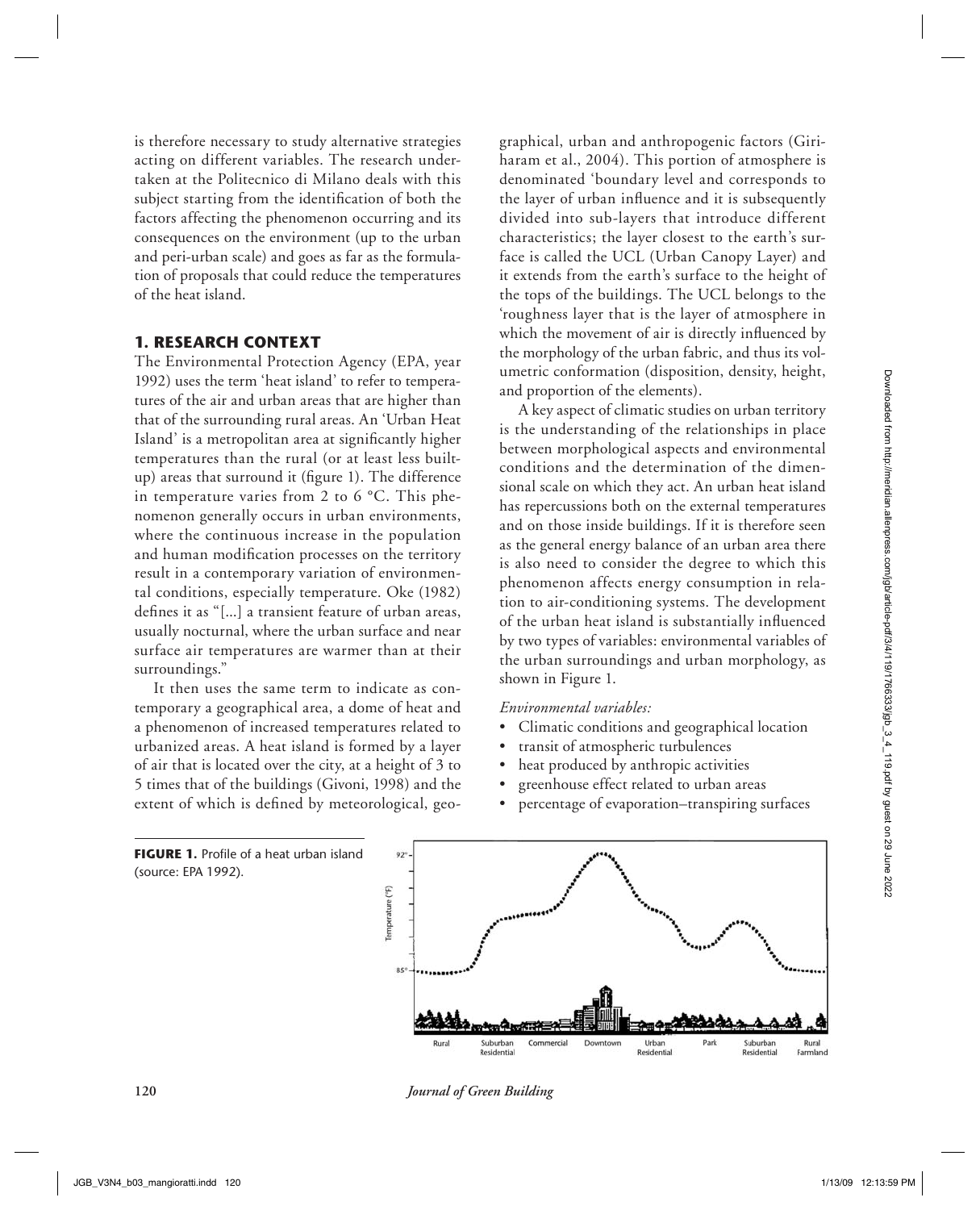is therefore necessary to study alternative strategies acting on different variables. The research undertaken at the Politecnico di Milano deals with this subject starting from the identification of both the factors affecting the phenomenon occurring and its consequences on the environment (up to the urban and peri-urban scale) and goes as far as the formulation of proposals that could reduce the temperatures of the heat island.

## 1. RESEARCH CONTEXT

The Environmental Protection Agency (EPA, year 1992) uses the term 'heat island' to refer to temperatures of the air and urban areas that are higher than that of the surrounding rural areas. An 'Urban Heat Island' is a metropolitan area at significantly higher temperatures than the rural (or at least less built-up) areas that surround it (figure 1). The difference in temperature varies from 2 to 6 °C. This phenomenon generally occurs in urban environments, where the continuous increase in the population and human modification processes on the territory result in a contemporary variation of environmental conditions, especially temperature. Oke (1982) defines it as "[...] a transient feature of urban areas, usually nocturnal, where the urban surface and near surface air temperatures are warmer than at their surroundings."

It then uses the same term to indicate as contemporary a geographical area, a dome of heat and a phenomenon of increased temperatures related to urbanized areas. A heat island is formed by a layer of air that is located over the city, at a height of 3 to 5 times that of the buildings (Givoni, 1998) and the extent of which is defined by meteorological, geographical, urban and anthropogenic factors (Giriharam et al., 2004). This portion of atmosphere is denominated 'boundary level and corresponds to the layer of urban influence and it is subsequently divided into sub-layers that introduce different characteristics; the layer closest to the earth's surface is called the UCL (Urban Canopy Layer) and it extends from the earth's surface to the height of the tops of the buildings. The UCL belongs to the 'roughness layer that is the layer of atmosphere in which the movement of air is directly influenced by the morphology of the urban fabric, and thus its volumetric conformation (disposition, density, height, and proportion of the elements).

A key aspect of climatic studies on urban territory is the understanding of the relationships in place between morphological aspects and environmental conditions and the determination of the dimensional scale on which they act. An urban heat island has repercussions both on the external temperatures and on those inside buildings. If it is therefore seen as the general energy balance of an urban area there is also need to consider the degree to which this phenomenon affects energy consumption in relation to air-conditioning systems. The development of the urban heat island is substantially influenced by two types of variables: environmental variables of the urban surroundings and urban morphology, as shown in Figure 1.

*Environmental variables:*

- Climatic conditions and geographical location
- transit of atmospheric turbulences
- heat produced by anthropic activities
- greenhouse effect related to urban areas
- percentage of evaporation–transpiring surfaces

**FIGURE 1.** Profile of a heat urban island (source: EPA 1992).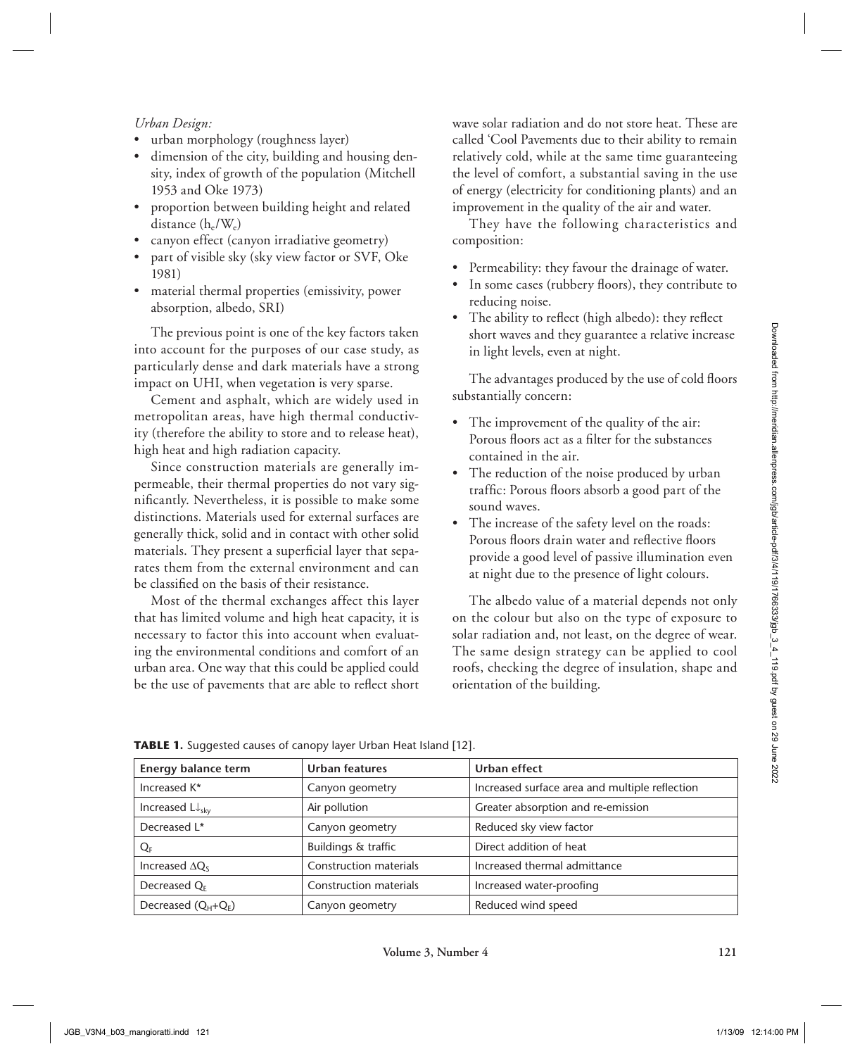*Urban Design:*

- urban morphology (roughness layer)
- dimension of the city, building and housing density, index of growth of the population (Mitchell 1953 and Oke 1973)
- proportion between building height and related distance ($h_c/W_c$)
- canyon effect (canyon irradiative geometry)
- part of visible sky (sky view factor or SVF, Oke 1981)
- material thermal properties (emissivity, power absorption, albedo, SRI)

The previous point is one of the key factors taken into account for the purposes of our case study, as particularly dense and dark materials have a strong impact on UHI, when vegetation is very sparse.

Cement and asphalt, which are widely used in metropolitan areas, have high thermal conductivity (therefore the ability to store and to release heat), high heat and high radiation capacity.

Since construction materials are generally impermeable, their thermal properties do not vary significantly. Nevertheless, it is possible to make some distinctions. Materials used for external surfaces are generally thick, solid and in contact with other solid materials. They present a superficial layer that separates them from the external environment and can be classified on the basis of their resistance.

Most of the thermal exchanges affect this layer that has limited volume and high heat capacity, it is necessary to factor this into account when evaluating the environmental conditions and comfort of an urban area. One way that this could be applied could be the use of pavements that are able to reflect short wave solar radiation and do not store heat. These are called 'Cool Pavements due to their ability to remain relatively cold, while at the same time guaranteeing the level of comfort, a substantial saving in the use of energy (electricity for conditioning plants) and an improvement in the quality of the air and water.

They have the following characteristics and composition:

- Permeability: they favour the drainage of water.
- In some cases (rubbery floors), they contribute to reducing noise.
- The ability to reflect (high albedo): they reflect short waves and they guarantee a relative increase in light levels, even at night.

The advantages produced by the use of cold floors substantially concern:

- The improvement of the quality of the air: Porous floors act as a filter for the substances contained in the air.
- The reduction of the noise produced by urban traffic: Porous floors absorb a good part of the sound waves.
- The increase of the safety level on the roads: Porous floors drain water and reflective floors provide a good level of passive illumination even at night due to the presence of light colours.

The albedo value of a material depends not only on the colour but also on the type of exposure to solar radiation and, not least, on the degree of wear. The same design strategy can be applied to cool roofs, checking the degree of insulation, shape and orientation of the building.

**TABLE 1.** Suggested causes of canopy layer Urban Heat Island [12].

| Energy balance term | Urban features | Urban effect |
|---|---|---|
| Increased $K^*$ | Canyon geometry | Increased surface area and multiple reflection |
| Increased $L\downarrow_{sky}$ | Air pollution | Greater absorption and re-emission |
| Decreased $L^*$ | Canyon geometry | Reduced sky view factor |
| $Q_F$ | Buildings & traffic | Direct addition of heat |
| Increased $\Delta Q_S$ | Construction materials | Increased thermal admittance |
| Decreased $Q_E$ | Construction materials | Increased water-proofing |
| Decreased $(Q_H+Q_E)$ | Canyon geometry | Reduced wind speed |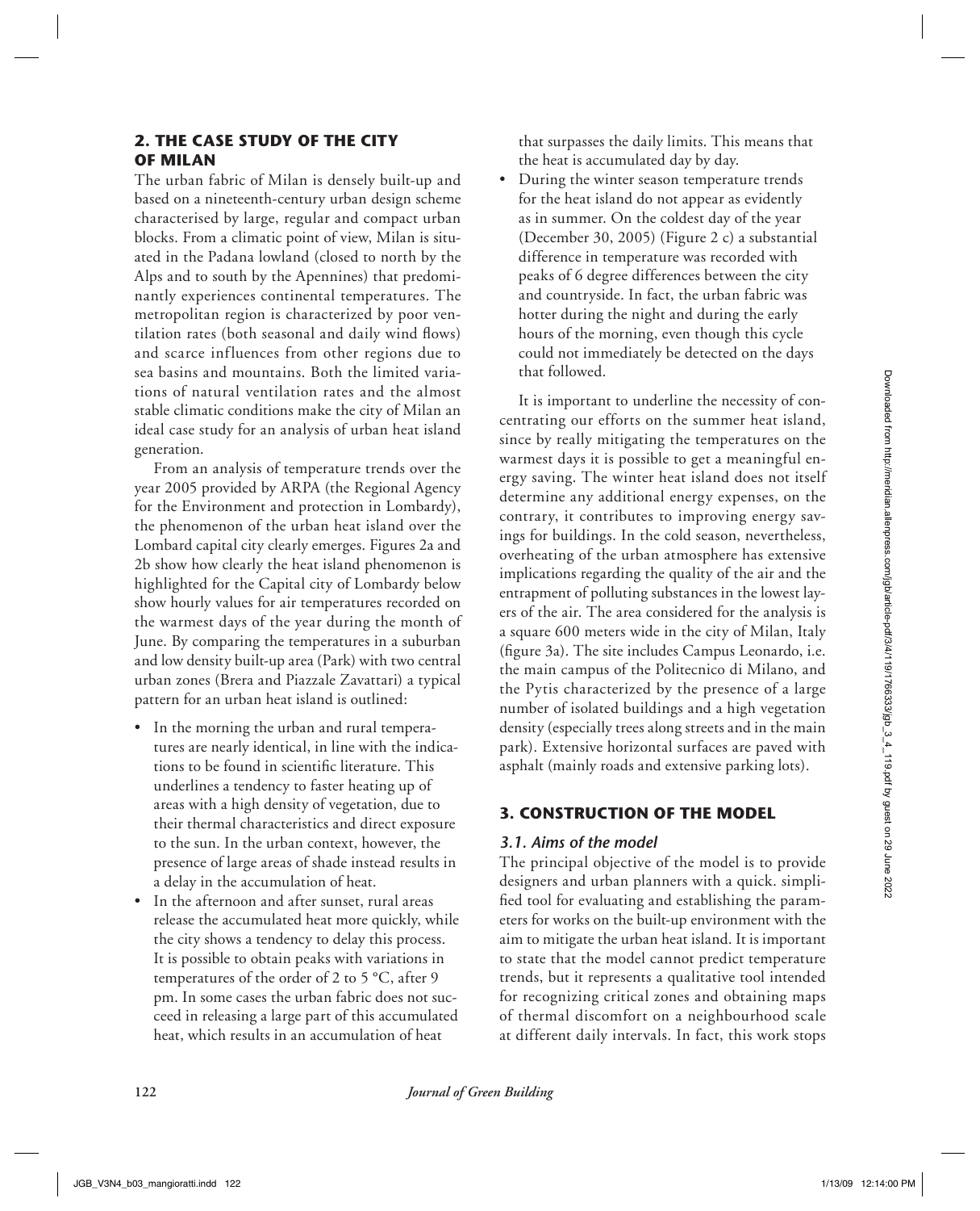## 2. THE CASE STUDY OF THE CITY OF MILAN

The urban fabric of Milan is densely built-up and based on a nineteenth-century urban design scheme characterised by large, regular and compact urban blocks. From a climatic point of view, Milan is situated in the Padana lowland (closed to north by the Alps and to south by the Apennines) that predominantly experiences continental temperatures. The metropolitan region is characterized by poor ventilation rates (both seasonal and daily wind flows) and scarce influences from other regions due to sea basins and mountains. Both the limited variations of natural ventilation rates and the almost stable climatic conditions make the city of Milan an ideal case study for an analysis of urban heat island generation.

From an analysis of temperature trends over the year 2005 provided by ARPA (the Regional Agency for the Environment and protection in Lombardy), the phenomenon of the urban heat island over the Lombard capital city clearly emerges. Figures 2a and 2b show how clearly the heat island phenomenon is highlighted for the Capital city of Lombardy below show hourly values for air temperatures recorded on the warmest days of the year during the month of June. By comparing the temperatures in a suburban and low density built-up area (Park) with two central urban zones (Brera and Piazzale Zavattari) a typical pattern for an urban heat island is outlined:

- In the morning the urban and rural temperatures are nearly identical, in line with the indications to be found in scientific literature. This underlines a tendency to faster heating up of areas with a high density of vegetation, due to their thermal characteristics and direct exposure to the sun. In the urban context, however, the presence of large areas of shade instead results in a delay in the accumulation of heat.
- In the afternoon and after sunset, rural areas release the accumulated heat more quickly, while the city shows a tendency to delay this process. It is possible to obtain peaks with variations in temperatures of the order of 2 to 5 °C, after 9 pm. In some cases the urban fabric does not succeed in releasing a large part of this accumulated heat, which results in an accumulation of heat that surpasses the daily limits. This means that the heat is accumulated day by day.
- During the winter season temperature trends for the heat island do not appear as evidently as in summer. On the coldest day of the year (December 30, 2005) (Figure 2 c) a substantial difference in temperature was recorded with peaks of 6 degree differences between the city and countryside. In fact, the urban fabric was hotter during the night and during the early hours of the morning, even though this cycle could not immediately be detected on the days that followed.

It is important to underline the necessity of concentrating our efforts on the summer heat island, since by really mitigating the temperatures on the warmest days it is possible to get a meaningful energy saving. The winter heat island does not itself determine any additional energy expenses, on the contrary, it contributes to improving energy savings for buildings. In the cold season, nevertheless, overheating of the urban atmosphere has extensive implications regarding the quality of the air and the entrapment of polluting substances in the lowest layers of the air. The area considered for the analysis is a square 600 meters wide in the city of Milan, Italy (figure 3a). The site includes Campus Leonardo, i.e. the main campus of the Politecnico di Milano, and the Pytis characterized by the presence of a large number of isolated buildings and a high vegetation density (especially trees along streets and in the main park). Extensive horizontal surfaces are paved with asphalt (mainly roads and extensive parking lots).

## 3. CONSTRUCTION OF THE MODEL

### *3.1. Aims of the model*

The principal objective of the model is to provide designers and urban planners with a quick. simplified tool for evaluating and establishing the parameters for works on the built-up environment with the aim to mitigate the urban heat island. It is important to state that the model cannot predict temperature trends, but it represents a qualitative tool intended for recognizing critical zones and obtaining maps of thermal discomfort on a neighbourhood scale at different daily intervals. In fact, this work stops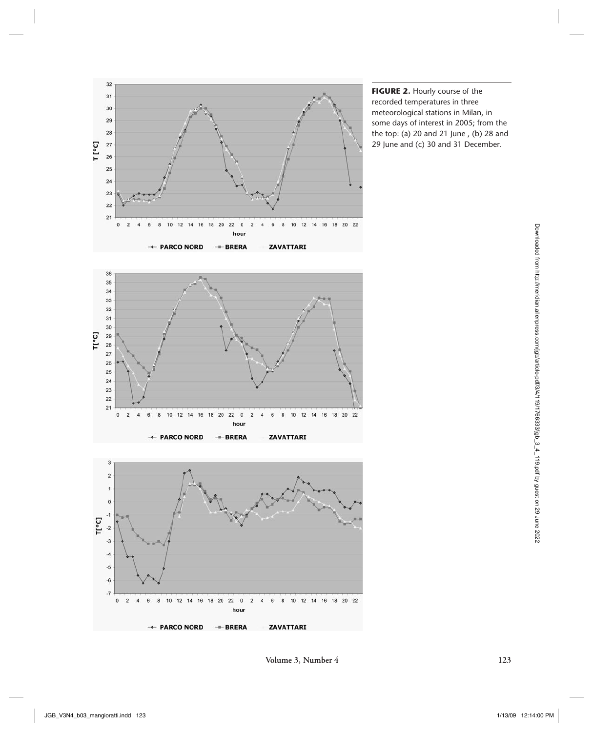**FIGURE 2.** Hourly course of the recorded temperatures in three meteorological stations in Milan, in some days of interest in 2005; from the the top: (a) 20 and 21 June , (b) 28 and 29 June and (c) 30 and 31 December.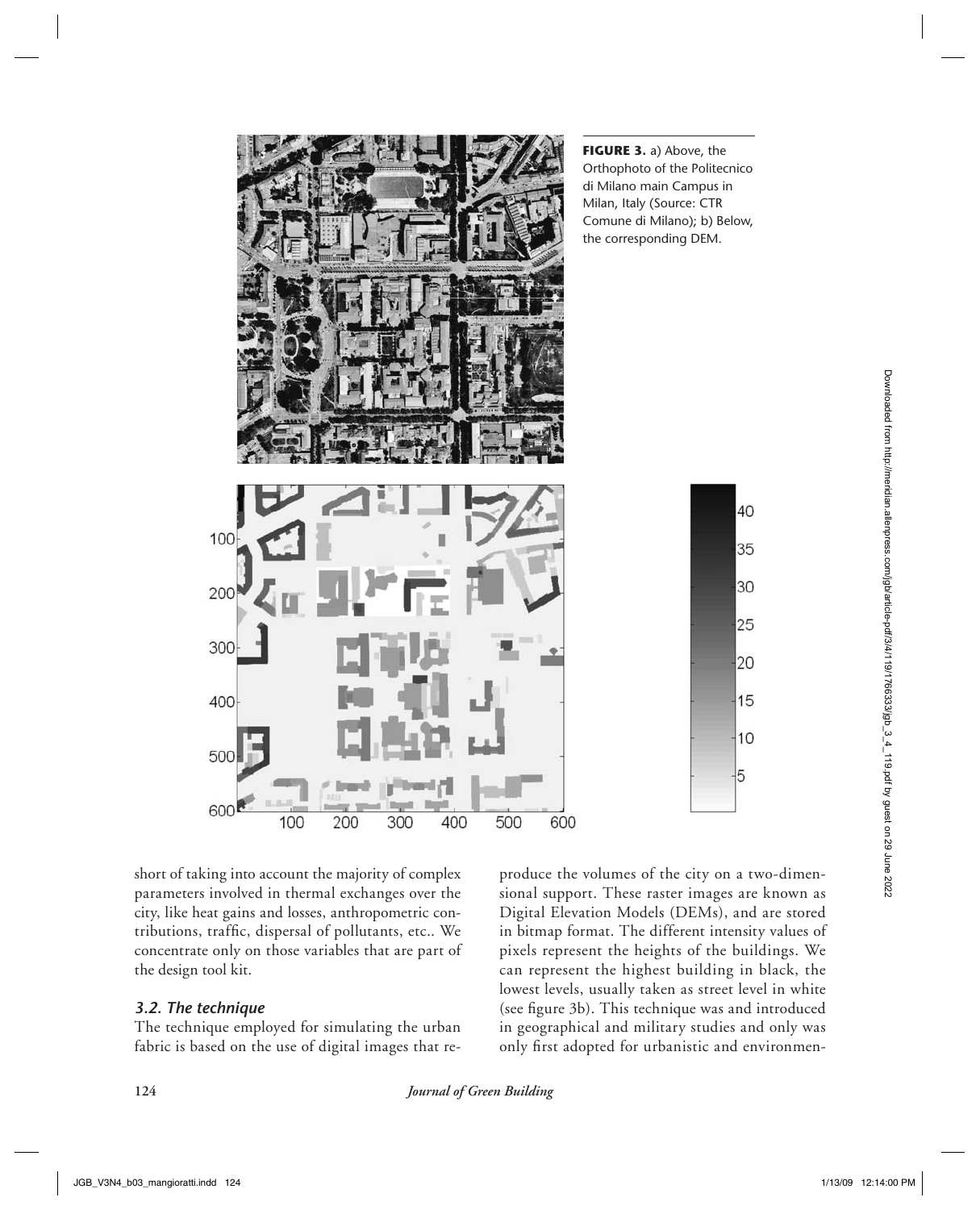**FIGURE 3.** a) Above, the Orthophoto of the Politecnico di Milano main Campus in Milan, Italy (Source: CTR Comune di Milano); b) Below, the corresponding DEM.

short of taking into account the majority of complex parameters involved in thermal exchanges over the city, like heat gains and losses, anthropometric contributions, traffic, dispersal of pollutants, etc.. We concentrate only on those variables that are part of the design tool kit.

### *3.2. The technique*

The technique employed for simulating the urban fabric is based on the use of digital images that reproduce the volumes of the city on a two-dimensional support. These raster images are known as Digital Elevation Models (DEMs), and are stored in bitmap format. The different intensity values of pixels represent the heights of the buildings. We can represent the highest building in black, the lowest levels, usually taken as street level in white (see figure 3b). This technique was and introduced in geographical and military studies and only was only first adopted for urbanistic and environmen-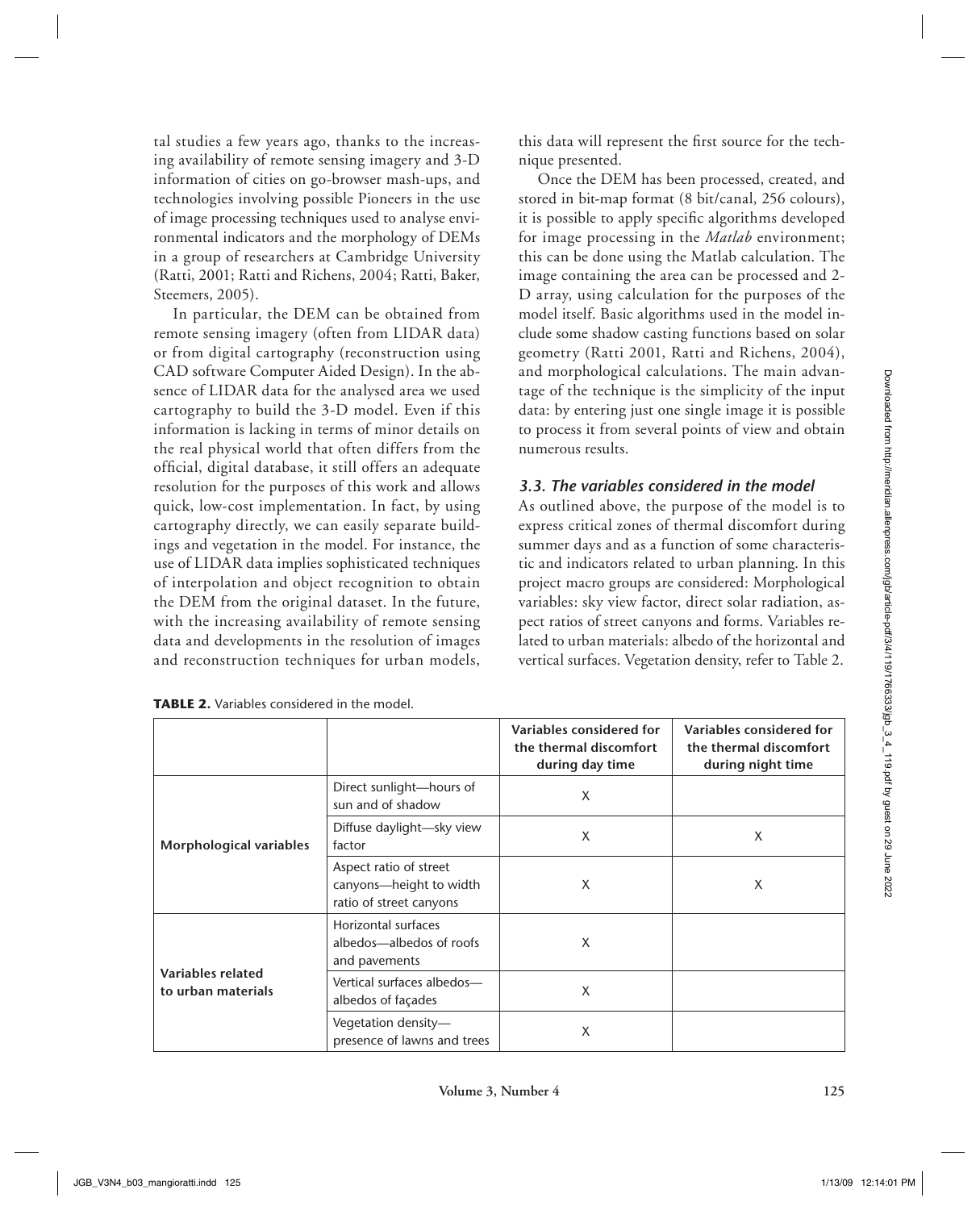tal studies a few years ago, thanks to the increasing availability of remote sensing imagery and 3-D information of cities on go-browser mash-ups, and technologies involving possible Pioneers in the use of image processing techniques used to analyse environmental indicators and the morphology of DEMs in a group of researchers at Cambridge University (Ratti, 2001; Ratti and Richens, 2004; Ratti, Baker, Steemers, 2005).

In particular, the DEM can be obtained from remote sensing imagery (often from LIDAR data) or from digital cartography (reconstruction using CAD software Computer Aided Design). In the absence of LIDAR data for the analysed area we used cartography to build the 3-D model. Even if this information is lacking in terms of minor details on the real physical world that often differs from the official, digital database, it still offers an adequate resolution for the purposes of this work and allows quick, low-cost implementation. In fact, by using cartography directly, we can easily separate buildings and vegetation in the model. For instance, the use of LIDAR data implies sophisticated techniques of interpolation and object recognition to obtain the DEM from the original dataset. In the future, with the increasing availability of remote sensing data and developments in the resolution of images and reconstruction techniques for urban models, this data will represent the first source for the technique presented.

Once the DEM has been processed, created, and stored in bit-map format (8 bit/canal, 256 colours), it is possible to apply specific algorithms developed for image processing in the *Matlab* environment; this can be done using the Matlab calculation. The image containing the area can be processed and 2-D array, using calculation for the purposes of the model itself. Basic algorithms used in the model include some shadow casting functions based on solar geometry (Ratti 2001, Ratti and Richens, 2004), and morphological calculations. The main advantage of the technique is the simplicity of the input data: by entering just one single image it is possible to process it from several points of view and obtain numerous results.

### *3.3. The variables considered in the model*

As outlined above, the purpose of the model is to express critical zones of thermal discomfort during summer days and as a function of some characteristic and indicators related to urban planning. In this project macro groups are considered: Morphological variables: sky view factor, direct solar radiation, aspect ratios of street canyons and forms. Variables related to urban materials: albedo of the horizontal and vertical surfaces. Vegetation density, refer to Table 2.

**TABLE 2.** Variables considered in the model.

| | | Variables considered for the thermal discomfort during day time | Variables considered for the thermal discomfort during night time |
|---|---|---|---|
| **Morphological variables** | Direct sunlight—hours of sun and of shadow | X | |
| | Diffuse daylight—sky view factor | X | X |
| | Aspect ratio of street canyons—height to width ratio of street canyons | X | X |
| **Variables related to urban materials** | Horizontal surfaces albedos—albedos of roofs and pavements | X | |
| | Vertical surfaces albedos—albedos of façades | X | |
| | Vegetation density—presence of lawns and trees | X | |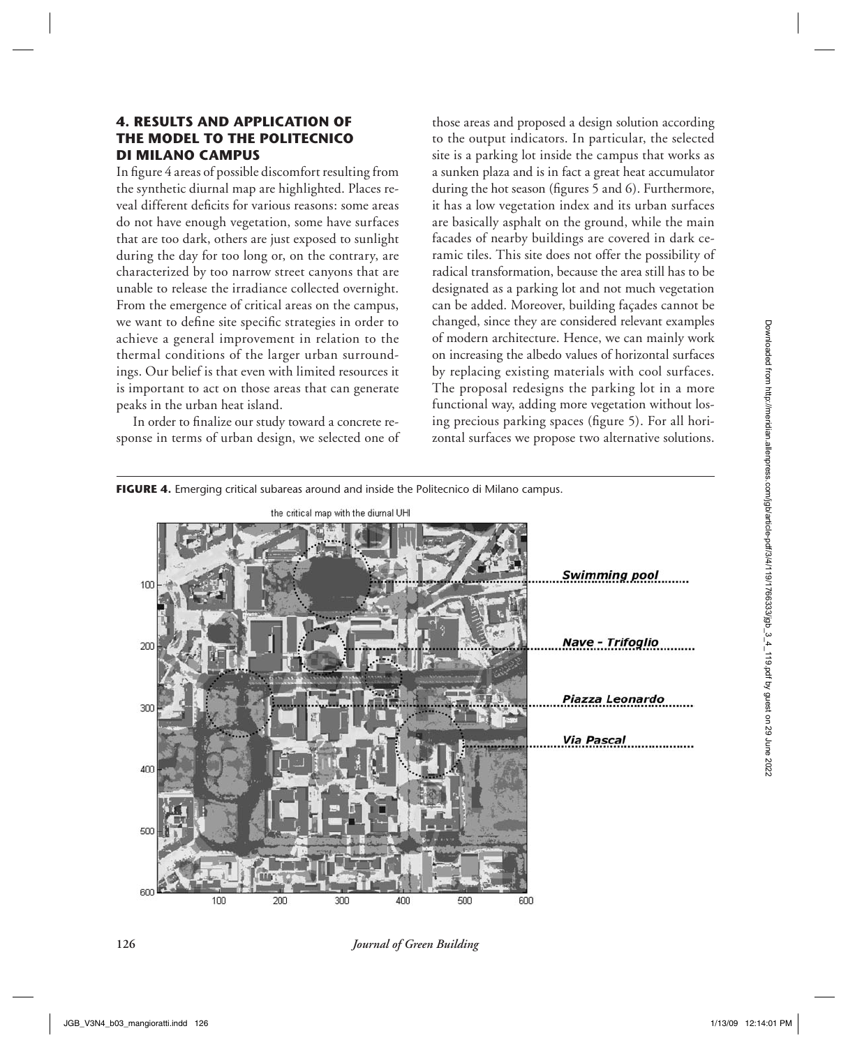## 4. RESULTS AND APPLICATION OF THE MODEL TO THE POLITECNICO DI MILANO CAMPUS

In figure 4 areas of possible discomfort resulting from the synthetic diurnal map are highlighted. Places reveal different deficits for various reasons: some areas do not have enough vegetation, some have surfaces that are too dark, others are just exposed to sunlight during the day for too long or, on the contrary, are characterized by too narrow street canyons that are unable to release the irradiance collected overnight. From the emergence of critical areas on the campus, we want to define site specific strategies in order to achieve a general improvement in relation to the thermal conditions of the larger urban surroundings. Our belief is that even with limited resources it is important to act on those areas that can generate peaks in the urban heat island.

In order to finalize our study toward a concrete response in terms of urban design, we selected one of those areas and proposed a design solution according to the output indicators. In particular, the selected site is a parking lot inside the campus that works as a sunken plaza and is in fact a great heat accumulator during the hot season (figures 5 and 6). Furthermore, it has a low vegetation index and its urban surfaces are basically asphalt on the ground, while the main facades of nearby buildings are covered in dark ceramic tiles. This site does not offer the possibility of radical transformation, because the area still has to be designated as a parking lot and not much vegetation can be added. Moreover, building façades cannot be changed, since they are considered relevant examples of modern architecture. Hence, we can mainly work on increasing the albedo values of horizontal surfaces by replacing existing materials with cool surfaces. The proposal redesigns the parking lot in a more functional way, adding more vegetation without losing precious parking spaces (figure 5). For all horizontal surfaces we propose two alternative solutions.

**FIGURE 4.** Emerging critical subareas around and inside the Politecnico di Milano campus.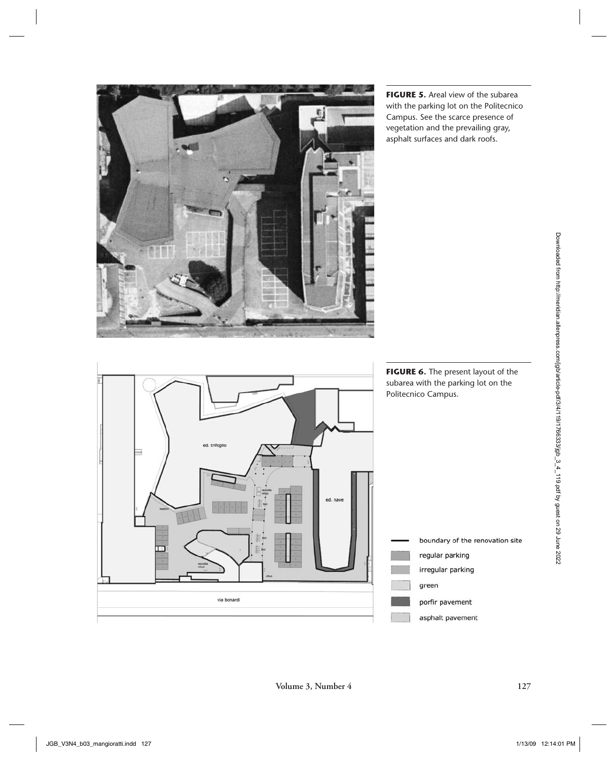**FIGURE 5.** Areal view of the subarea with the parking lot on the Politecnico Campus. See the scarce presence of vegetation and the prevailing gray, asphalt surfaces and dark roofs.

**FIGURE 6.** The present layout of the subarea with the parking lot on the Politecnico Campus.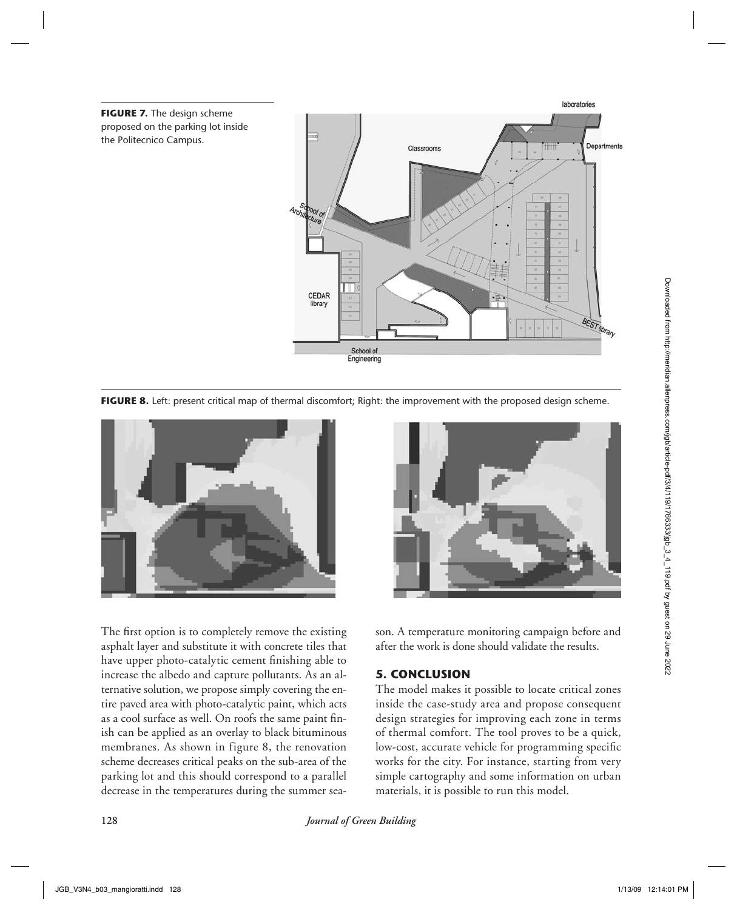**FIGURE 7.** The design scheme proposed on the parking lot inside the Politecnico Campus.

**FIGURE 8.** Left: present critical map of thermal discomfort; Right: the improvement with the proposed design scheme.

The first option is to completely remove the existing asphalt layer and substitute it with concrete tiles that have upper photo-catalytic cement finishing able to increase the albedo and capture pollutants. As an alternative solution, we propose simply covering the entire paved area with photo-catalytic paint, which acts as a cool surface as well. On roofs the same paint finish can be applied as an overlay to black bituminous membranes. As shown in figure 8, the renovation scheme decreases critical peaks on the sub-area of the parking lot and this should correspond to a parallel decrease in the temperatures during the summer season. A temperature monitoring campaign before and after the work is done should validate the results.

## 5. CONCLUSION

The model makes it possible to locate critical zones inside the case-study area and propose consequent design strategies for improving each zone in terms of thermal comfort. The tool proves to be a quick, low-cost, accurate vehicle for programming specific works for the city. For instance, starting from very simple cartography and some information on urban materials, it is possible to run this model.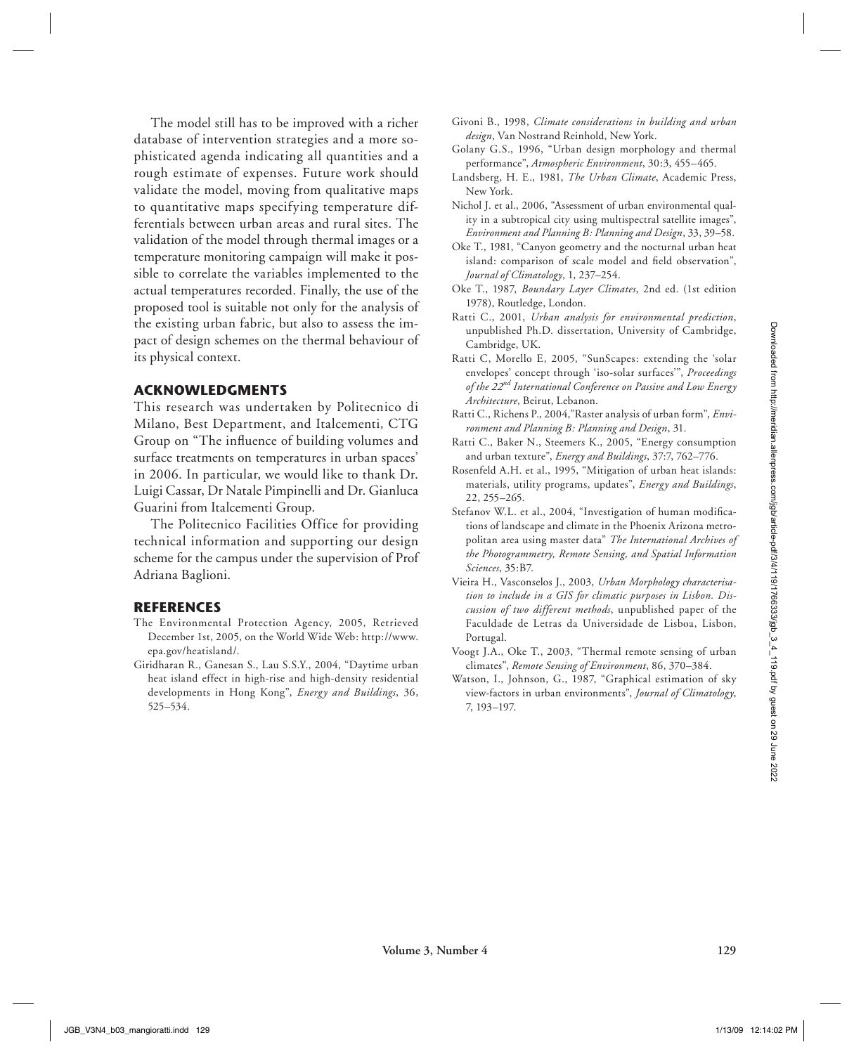The model still has to be improved with a richer database of intervention strategies and a more sophisticated agenda indicating all quantities and a rough estimate of expenses. Future work should validate the model, moving from qualitative maps to quantitative maps specifying temperature differentials between urban areas and rural sites. The validation of the model through thermal images or a temperature monitoring campaign will make it possible to correlate the variables implemented to the actual temperatures recorded. Finally, the use of the proposed tool is suitable not only for the analysis of the existing urban fabric, but also to assess the impact of design schemes on the thermal behaviour of its physical context.

## ACKNOWLEDGMENTS

This research was undertaken by Politecnico di Milano, Best Department, and Italcementi, CTG Group on "The influence of building volumes and surface treatments on temperatures in urban spaces' in 2006. In particular, we would like to thank Dr. Luigi Cassar, Dr Natale Pimpinelli and Dr. Gianluca Guarini from Italcementi Group.

The Politecnico Facilities Office for providing technical information and supporting our design scheme for the campus under the supervision of Prof Adriana Baglioni.

## REFERENCES

The Environmental Protection Agency, 2005, Retrieved December 1st, 2005, on the World Wide Web: http://www.epa.gov/heatisland/.

Giridharan R., Ganesan S., Lau S.S.Y., 2004, "Daytime urban heat island effect in high-rise and high-density residential developments in Hong Kong", *Energy and Buildings*, 36, 525–534.

Givoni B., 1998, *Climate considerations in building and urban design*, Van Nostrand Reinhold, New York.

Golany G.S., 1996, "Urban design morphology and thermal performance", *Atmospheric Environment*, 30:3, 455–465.

Landsberg, H. E., 1981, *The Urban Climate*, Academic Press, New York.

Nichol J. et al., 2006, "Assessment of urban environmental quality in a subtropical city using multispectral satellite images", *Environment and Planning B: Planning and Design*, 33, 39–58.

Oke T., 1981, "Canyon geometry and the nocturnal urban heat island: comparison of scale model and field observation", *Journal of Climatology*, 1, 237–254.

Oke T., 1987, *Boundary Layer Climates*, 2nd ed. (1st edition 1978), Routledge, London.

Ratti C., 2001, *Urban analysis for environmental prediction*, unpublished Ph.D. dissertation, University of Cambridge, Cambridge, UK.

Ratti C, Morello E, 2005, "SunScapes: extending the 'solar envelopes' concept through 'iso-solar surfaces'", *Proceedings of the 22nd International Conference on Passive and Low Energy Architecture*, Beirut, Lebanon.

Ratti C., Richens P., 2004,"Raster analysis of urban form", *Environment and Planning B: Planning and Design*, 31.

Ratti C., Baker N., Steemers K., 2005, "Energy consumption and urban texture", *Energy and Buildings*, 37:7, 762–776.

Rosenfeld A.H. et al., 1995, "Mitigation of urban heat islands: materials, utility programs, updates", *Energy and Buildings*, 22, 255–265.

Stefanov W.L. et al., 2004, "Investigation of human modifications of landscape and climate in the Phoenix Arizona metropolitan area using master data" *The International Archives of the Photogrammetry, Remote Sensing, and Spatial Information Sciences*, 35:B7.

Vieira H., Vasconselos J., 2003, *Urban Morphology characterisation to include in a GIS for climatic purposes in Lisbon. Discussion of two different methods*, unpublished paper of the Faculdade de Letras da Universidade de Lisboa, Lisbon, Portugal.

Voogt J.A., Oke T., 2003, "Thermal remote sensing of urban climates", *Remote Sensing of Environment*, 86, 370–384.

Watson, I., Johnson, G., 1987, "Graphical estimation of sky view-factors in urban environments", *Journal of Climatology*, 7, 193–197.